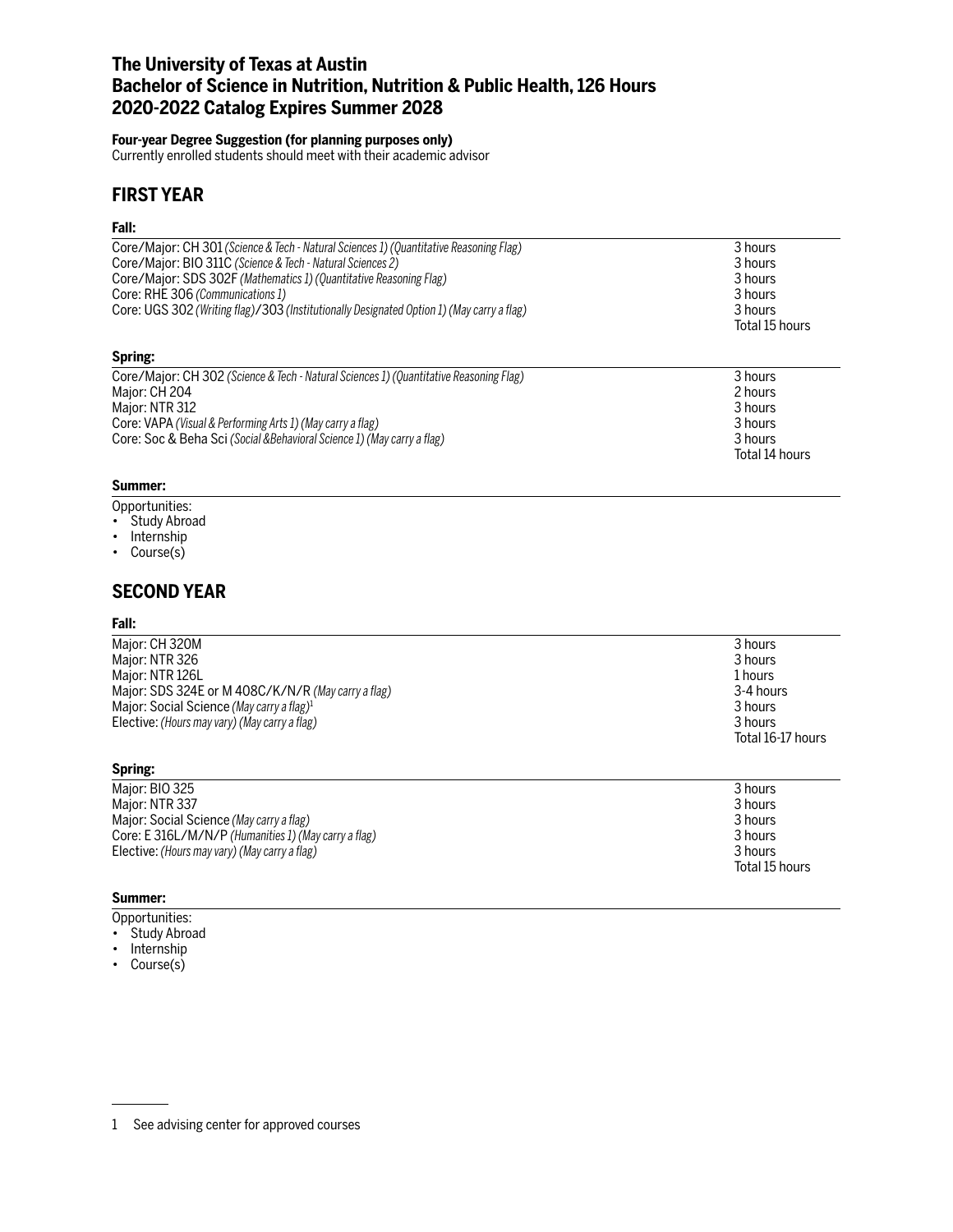# The University of Texas at Austin
# Bachelor of Science in Nutrition, Nutrition & Public Health, 126 Hours
# 2020-2022 Catalog Expires Summer 2028

**Four-year Degree Suggestion (for planning purposes only)**
Currently enrolled students should meet with their academic advisor

## FIRST YEAR

### Fall:

| Course | Hours |
|---|---|
| Core/Major: CH 301 *(Science & Tech - Natural Sciences 1) (Quantitative Reasoning Flag)* | 3 hours |
| Core/Major: BIO 311C *(Science & Tech - Natural Sciences 2)* | 3 hours |
| Core/Major: SDS 302F *(Mathematics 1) (Quantitative Reasoning Flag)* | 3 hours |
| Core: RHE 306 *(Communications 1)* | 3 hours |
| Core: UGS 302 *(Writing flag)*/303 *(Institutionally Designated Option 1) (May carry a flag)* | 3 hours |
| | Total 15 hours |

### Spring:

| Course | Hours |
|---|---|
| Core/Major: CH 302 *(Science & Tech - Natural Sciences 1) (Quantitative Reasoning Flag)* | 3 hours |
| Major: CH 204 | 2 hours |
| Major: NTR 312 | 3 hours |
| Core: VAPA *(Visual & Performing Arts 1) (May carry a flag)* | 3 hours |
| Core: Soc & Beha Sci *(Social &Behavioral Science 1) (May carry a flag)* | 3 hours |
| | Total 14 hours |

### Summer:

Opportunities:
- Study Abroad
- Internship
- Course(s)

## SECOND YEAR

### Fall:

| Course | Hours |
|---|---|
| Major: CH 320M | 3 hours |
| Major: NTR 326 | 3 hours |
| Major: NTR 126L | 1 hours |
| Major: SDS 324E or M 408C/K/N/R *(May carry a flag)* | 3-4 hours |
| Major: Social Science *(May carry a flag)*[1] | 3 hours |
| Elective: *(Hours may vary) (May carry a flag)* | 3 hours |
| | Total 16-17 hours |

### Spring:

| Course | Hours |
|---|---|
| Major: BIO 325 | 3 hours |
| Major: NTR 337 | 3 hours |
| Major: Social Science *(May carry a flag)* | 3 hours |
| Core: E 316L/M/N/P *(Humanities 1) (May carry a flag)* | 3 hours |
| Elective: *(Hours may vary) (May carry a flag)* | 3 hours |
| | Total 15 hours |

### Summer:

Opportunities:
- Study Abroad
- Internship
- Course(s)

---

1 See advising center for approved courses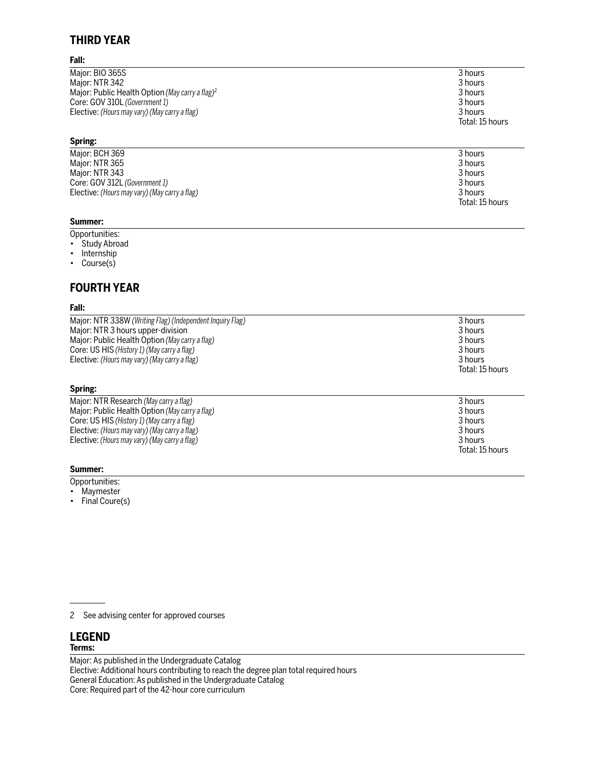## THIRD YEAR

**Fall:**

| | |
|---|---|
| Major: BIO 365S | 3 hours |
| Major: NTR 342 | 3 hours |
| Major: Public Health Option *(May carry a flag)*[2] | 3 hours |
| Core: GOV 310L *(Government 1)* | 3 hours |
| Elective: *(Hours may vary) (May carry a flag)* | 3 hours |
| | Total: 15 hours |

**Spring:**

| | |
|---|---|
| Major: BCH 369 | 3 hours |
| Major: NTR 365 | 3 hours |
| Major: NTR 343 | 3 hours |
| Core: GOV 312L *(Government 1)* | 3 hours |
| Elective: *(Hours may vary) (May carry a flag)* | 3 hours |
| | Total: 15 hours |

**Summer:**

Opportunities:

- Study Abroad
- Internship
- Course(s)

## FOURTH YEAR

**Fall:**

| | |
|---|---|
| Major: NTR 338W *(Writing Flag) (Independent Inquiry Flag)* | 3 hours |
| Major: NTR 3 hours upper-division | 3 hours |
| Major: Public Health Option *(May carry a flag)* | 3 hours |
| Core: US HIS *(History 1) (May carry a flag)* | 3 hours |
| Elective: *(Hours may vary) (May carry a flag)* | 3 hours |
| | Total: 15 hours |

**Spring:**

| | |
|---|---|
| Major: NTR Research *(May carry a flag)* | 3 hours |
| Major: Public Health Option *(May carry a flag)* | 3 hours |
| Core: US HIS *(History 1) (May carry a flag)* | 3 hours |
| Elective: *(Hours may vary) (May carry a flag)* | 3 hours |
| Elective: *(Hours may vary) (May carry a flag)* | 3 hours |
| | Total: 15 hours |

**Summer:**

Opportunities:

- Maymester
- Final Coure(s)

---

2 See advising center for approved courses

## LEGEND

**Terms:**

Major: As published in the Undergraduate Catalog
Elective: Additional hours contributing to reach the degree plan total required hours
General Education: As published in the Undergraduate Catalog
Core: Required part of the 42-hour core curriculum